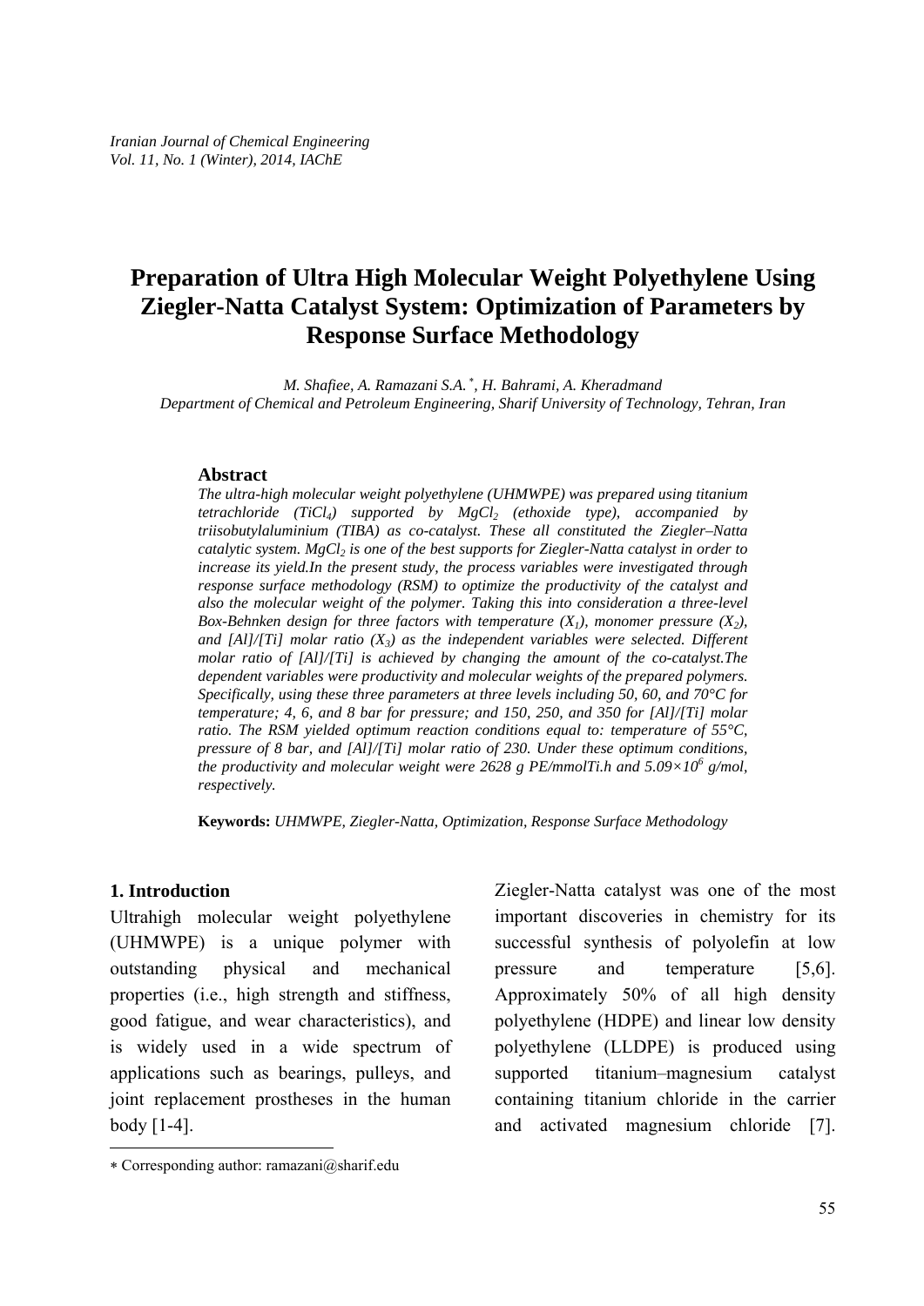# Preparation of Ultra High Molecular Weight Polyethylene Using Ziegler-Natta Catalyst System: Optimization of Parameters by Response Surface Methodology

*M. Shafiee, A. Ramazani S.A.* *, *H. Bahrami, A. Kheradmand*

*Department of Chemical and Petroleum Engineering, Sharif University of Technology, Tehran, Iran*

## Abstract

*The ultra-high molecular weight polyethylene (UHMWPE) was prepared using titanium tetrachloride ($TiCl_4$) supported by $MgCl_2$ (ethoxide type), accompanied by triisobutylaluminium (TIBA) as co-catalyst. These all constituted the Ziegler–Natta catalytic system. $MgCl_2$ is one of the best supports for Ziegler-Natta catalyst in order to increase its yield.In the present study, the process variables were investigated through response surface methodology (RSM) to optimize the productivity of the catalyst and also the molecular weight of the polymer. Taking this into consideration a three-level Box-Behnken design for three factors with temperature ($X_1$), monomer pressure ($X_2$), and [Al]/[Ti] molar ratio ($X_3$) as the independent variables were selected. Different molar ratio of [Al]/[Ti] is achieved by changing the amount of the co-catalyst.The dependent variables were productivity and molecular weights of the prepared polymers. Specifically, using these three parameters at three levels including 50, 60, and 70°C for temperature; 4, 6, and 8 bar for pressure; and 150, 250, and 350 for [Al]/[Ti] molar ratio. The RSM yielded optimum reaction conditions equal to: temperature of 55°C, pressure of 8 bar, and [Al]/[Ti] molar ratio of 230. Under these optimum conditions, the productivity and molecular weight were 2628 g PE/mmolTi.h and $5.09\times10^6$ g/mol, respectively.*

**Keywords:** *UHMWPE, Ziegler-Natta, Optimization, Response Surface Methodology*

## 1. Introduction

Ultrahigh molecular weight polyethylene (UHMWPE) is a unique polymer with outstanding physical and mechanical properties (i.e., high strength and stiffness, good fatigue, and wear characteristics), and is widely used in a wide spectrum of applications such as bearings, pulleys, and joint replacement prostheses in the human body [1-4].

Ziegler-Natta catalyst was one of the most important discoveries in chemistry for its successful synthesis of polyolefin at low pressure and temperature [5,6]. Approximately 50% of all high density polyethylene (HDPE) and linear low density polyethylene (LLDPE) is produced using supported titanium–magnesium catalyst containing titanium chloride in the carrier and activated magnesium chloride [7].

* Corresponding author: ramazani@sharif.edu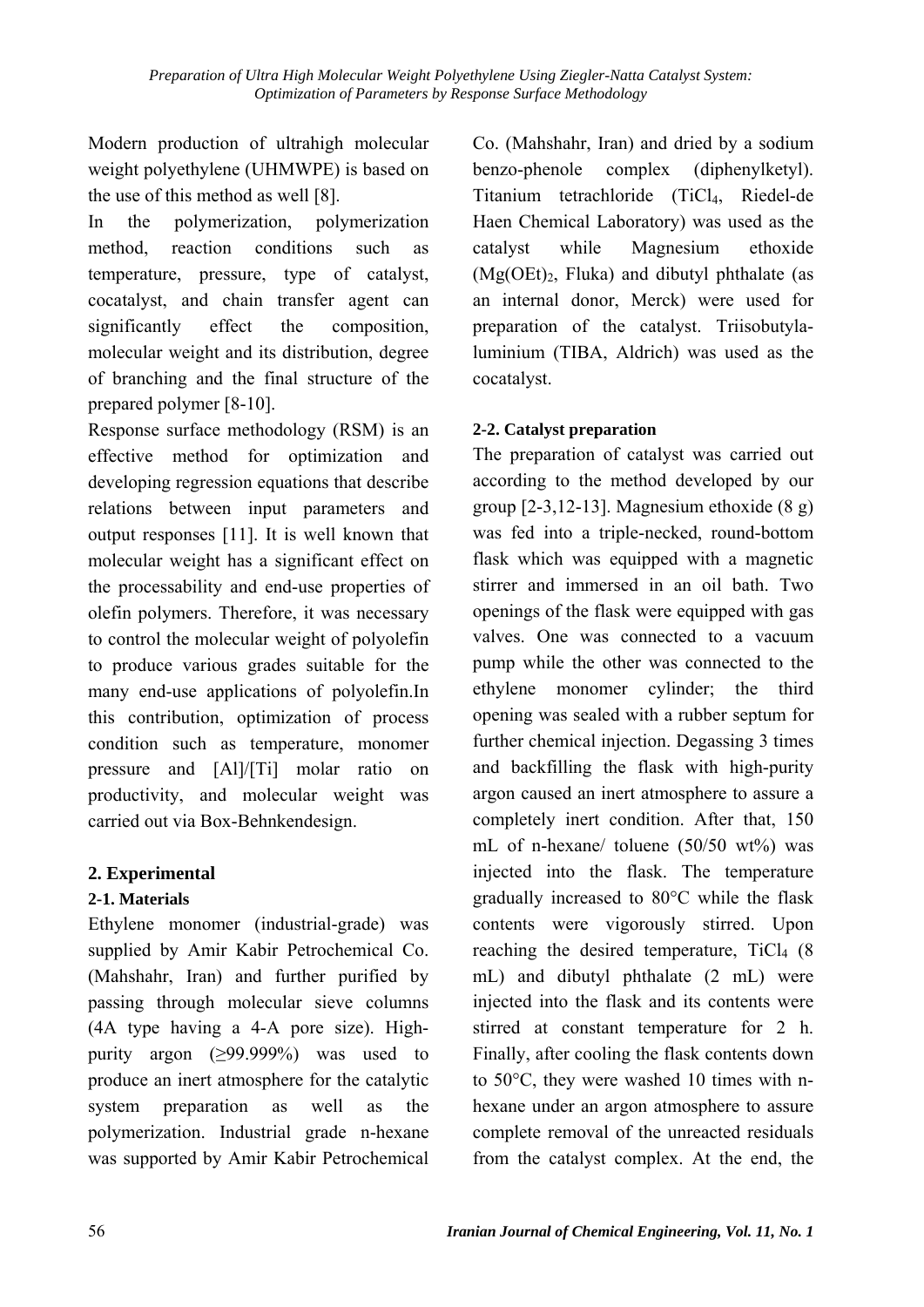Modern production of ultrahigh molecular weight polyethylene (UHMWPE) is based on the use of this method as well [8].

In the polymerization, polymerization method, reaction conditions such as temperature, pressure, type of catalyst, cocatalyst, and chain transfer agent can significantly effect the composition, molecular weight and its distribution, degree of branching and the final structure of the prepared polymer [8-10].

Response surface methodology (RSM) is an effective method for optimization and developing regression equations that describe relations between input parameters and output responses [11]. It is well known that molecular weight has a significant effect on the processability and end-use properties of olefin polymers. Therefore, it was necessary to control the molecular weight of polyolefin to produce various grades suitable for the many end-use applications of polyolefin.In this contribution, optimization of process condition such as temperature, monomer pressure and [Al]/[Ti] molar ratio on productivity, and molecular weight was carried out via Box-Behnkendesign.

## 2. Experimental

### 2-1. Materials

Ethylene monomer (industrial-grade) was supplied by Amir Kabir Petrochemical Co. (Mahshahr, Iran) and further purified by passing through molecular sieve columns (4A type having a 4-A pore size). High-purity argon (≥99.999%) was used to produce an inert atmosphere for the catalytic system preparation as well as the polymerization. Industrial grade n-hexane was supported by Amir Kabir Petrochemical Co. (Mahshahr, Iran) and dried by a sodium benzo-phenole complex (diphenylketyl). Titanium tetrachloride ($TiCl_4$, Riedel-de Haen Chemical Laboratory) was used as the catalyst while Magnesium ethoxide ($Mg(OEt)_2$, Fluka) and dibutyl phthalate (as an internal donor, Merck) were used for preparation of the catalyst. Triisobutylaluminium (TIBA, Aldrich) was used as the cocatalyst.

### 2-2. Catalyst preparation

The preparation of catalyst was carried out according to the method developed by our group [2-3,12-13]. Magnesium ethoxide (8 g) was fed into a triple-necked, round-bottom flask which was equipped with a magnetic stirrer and immersed in an oil bath. Two openings of the flask were equipped with gas valves. One was connected to a vacuum pump while the other was connected to the ethylene monomer cylinder; the third opening was sealed with a rubber septum for further chemical injection. Degassing 3 times and backfilling the flask with high-purity argon caused an inert atmosphere to assure a completely inert condition. After that, 150 mL of n-hexane/ toluene (50/50 wt%) was injected into the flask. The temperature gradually increased to 80°C while the flask contents were vigorously stirred. Upon reaching the desired temperature, $TiCl_4$ (8 mL) and dibutyl phthalate (2 mL) were injected into the flask and its contents were stirred at constant temperature for 2 h. Finally, after cooling the flask contents down to 50°C, they were washed 10 times with n-hexane under an argon atmosphere to assure complete removal of the unreacted residuals from the catalyst complex. At the end, the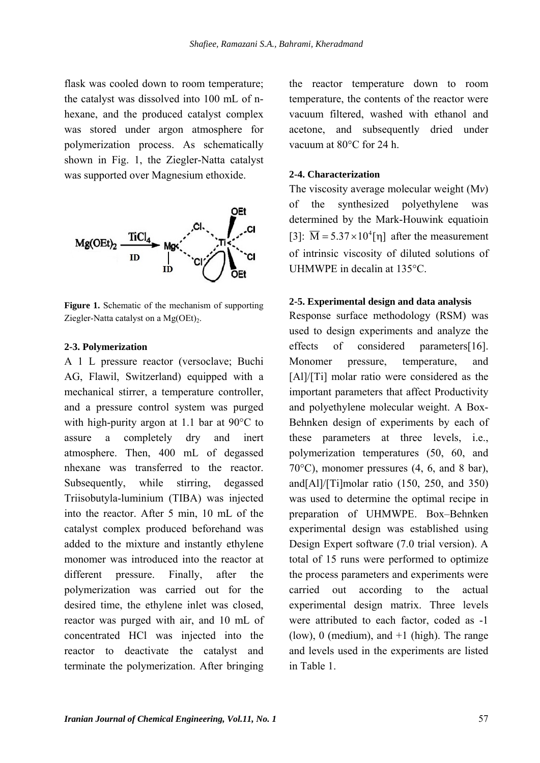flask was cooled down to room temperature; the catalyst was dissolved into 100 mL of n-hexane, and the produced catalyst complex was stored under argon atmosphere for polymerization process. As schematically shown in Fig. 1, the Ziegler-Natta catalyst was supported over Magnesium ethoxide.

**Figure 1.** Schematic of the mechanism of supporting Ziegler-Natta catalyst on a $Mg(OEt)_2$.

### 2-3. Polymerization

A 1 L pressure reactor (versoclave; Buchi AG, Flawil, Switzerland) equipped with a mechanical stirrer, a temperature controller, and a pressure control system was purged with high-purity argon at 1.1 bar at 90°C to assure a completely dry and inert atmosphere. Then, 400 mL of degassed nhexane was transferred to the reactor. Subsequently, while stirring, degassed Triisobutyla-luminium (TIBA) was injected into the reactor. After 5 min, 10 mL of the catalyst complex produced beforehand was added to the mixture and instantly ethylene monomer was introduced into the reactor at different pressure. Finally, after the polymerization was carried out for the desired time, the ethylene inlet was closed, reactor was purged with air, and 10 mL of concentrated HCl was injected into the reactor to deactivate the catalyst and terminate the polymerization. After bringing the reactor temperature down to room temperature, the contents of the reactor were vacuum filtered, washed with ethanol and acetone, and subsequently dried under vacuum at 80°C for 24 h.

### 2-4. Characterization

The viscosity average molecular weight (M*v*) of the synthesized polyethylene was determined by the Mark-Houwink equatioin [3]: $\overline{M} = 5.37 \times 10^4 [\eta]$ after the measurement of intrinsic viscosity of diluted solutions of UHMWPE in decalin at 135°C.

### 2-5. Experimental design and data analysis

Response surface methodology (RSM) was used to design experiments and analyze the effects of considered parameters[16]. Monomer pressure, temperature, and [Al]/[Ti] molar ratio were considered as the important parameters that affect Productivity and polyethylene molecular weight. A Box-Behnken design of experiments by each of these parameters at three levels, i.e., polymerization temperatures (50, 60, and 70°C), monomer pressures (4, 6, and 8 bar), and[Al]/[Ti]molar ratio (150, 250, and 350) was used to determine the optimal recipe in preparation of UHMWPE. Box–Behnken experimental design was established using Design Expert software (7.0 trial version). A total of 15 runs were performed to optimize the process parameters and experiments were carried out according to the actual experimental design matrix. Three levels were attributed to each factor, coded as -1 (low), 0 (medium), and +1 (high). The range and levels used in the experiments are listed in Table 1.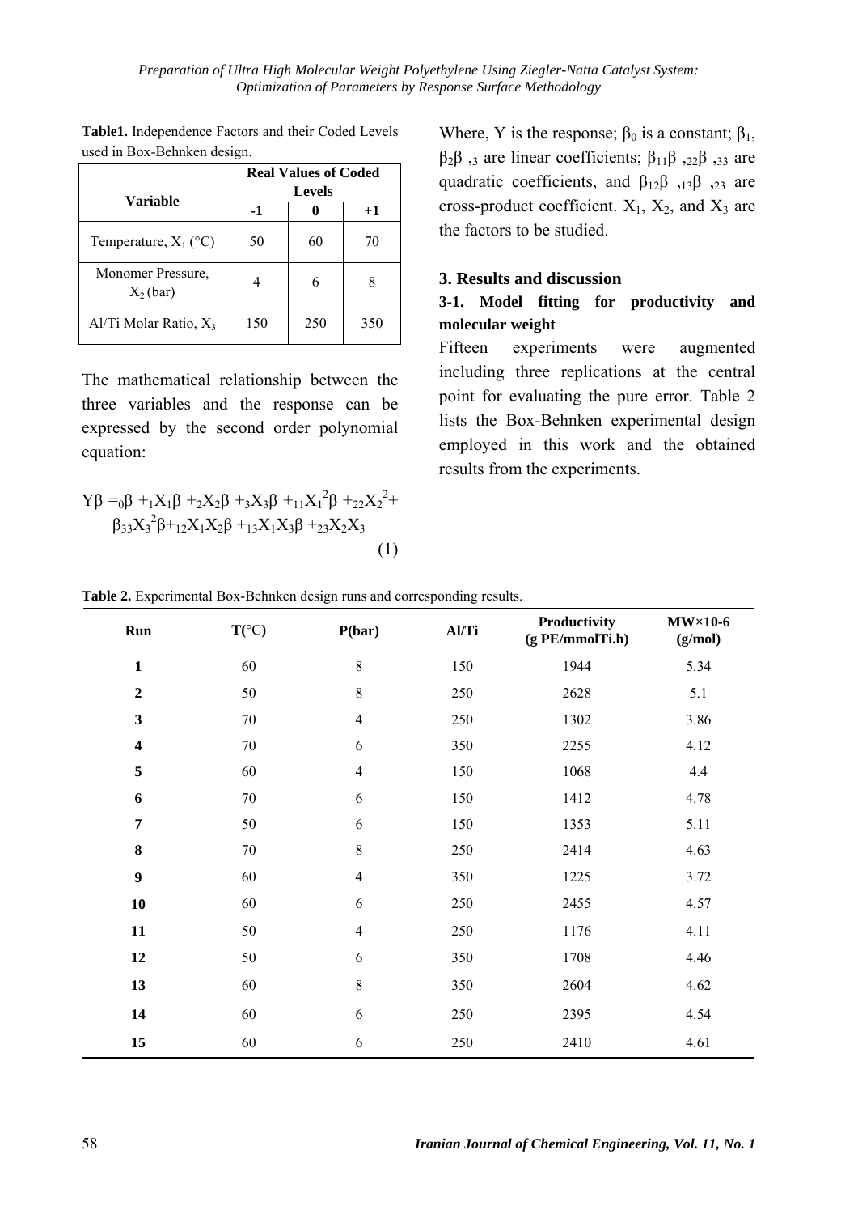**Table1.** Independence Factors and their Coded Levels used in Box-Behnken design.

| Variable | Real Values of Coded Levels | | |
|---|---|---|---|
| | -1 | 0 | +1 |
| Temperature, $X_1$ (°C) | 50 | 60 | 70 |
| Monomer Pressure, $X_2$ (bar) | 4 | 6 | 8 |
| Al/Ti Molar Ratio, $X_3$ | 150 | 250 | 350 |

The mathematical relationship between the three variables and the response can be expressed by the second order polynomial equation:

$$Y\beta =_0\beta +_1X_1\beta +_2X_2\beta +_3X_3\beta +_{11}X_1^2\beta +_{22}X_2^2+ \beta_{33}X_3^2\beta+_{12}X_1X_2\beta +_{13}X_1X_3\beta +_{23}X_2X_3 \quad (1)$$

Where, Y is the response; $\beta_0$ is a constant; $\beta_1$, $\beta_2\beta$ ,$_3$ are linear coefficients; $\beta_{11}\beta$ ,$_{22}\beta$ ,$_{33}$ are quadratic coefficients, and $\beta_{12}\beta$ ,$_{13}\beta$ ,$_{23}$ are cross-product coefficient. $X_1$, $X_2$, and $X_3$ are the factors to be studied.

## 3. Results and discussion

### 3-1. Model fitting for productivity and molecular weight

Fifteen experiments were augmented including three replications at the central point for evaluating the pure error. Table 2 lists the Box-Behnken experimental design employed in this work and the obtained results from the experiments.

**Table 2.** Experimental Box-Behnken design runs and corresponding results.

| Run | T(°C) | P(bar) | Al/Ti | Productivity (g PE/mmolTi.h) | MW×10-6 (g/mol) |
|---|---|---|---|---|---|
| **1** | 60 | 8 | 150 | 1944 | 5.34 |
| **2** | 50 | 8 | 250 | 2628 | 5.1 |
| **3** | 70 | 4 | 250 | 1302 | 3.86 |
| **4** | 70 | 6 | 350 | 2255 | 4.12 |
| **5** | 60 | 4 | 150 | 1068 | 4.4 |
| **6** | 70 | 6 | 150 | 1412 | 4.78 |
| **7** | 50 | 6 | 150 | 1353 | 5.11 |
| **8** | 70 | 8 | 250 | 2414 | 4.63 |
| **9** | 60 | 4 | 350 | 1225 | 3.72 |
| **10** | 60 | 6 | 250 | 2455 | 4.57 |
| **11** | 50 | 4 | 250 | 1176 | 4.11 |
| **12** | 50 | 6 | 350 | 1708 | 4.46 |
| **13** | 60 | 8 | 350 | 2604 | 4.62 |
| **14** | 60 | 6 | 250 | 2395 | 4.54 |
| **15** | 60 | 6 | 250 | 2410 | 4.61 |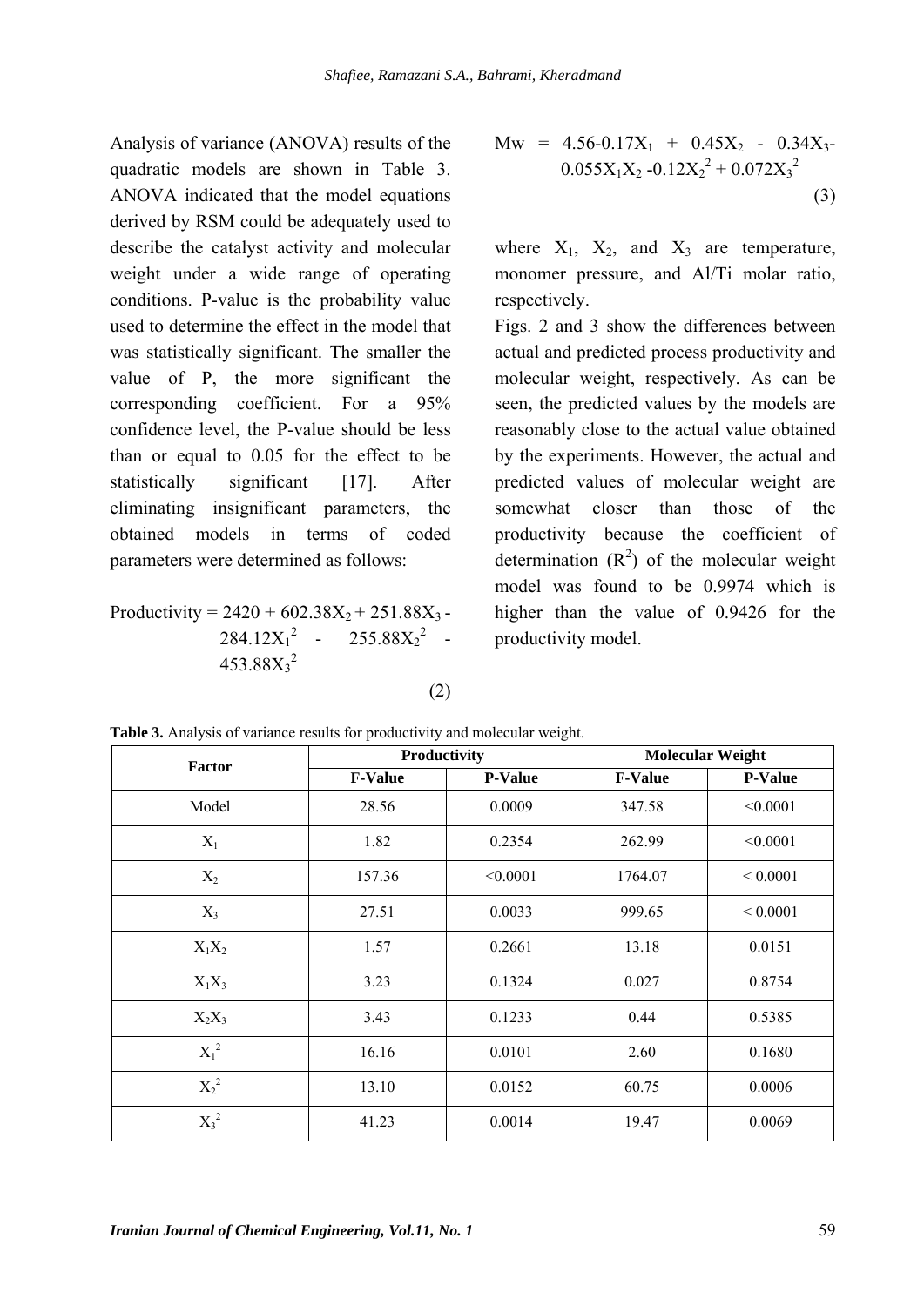Analysis of variance (ANOVA) results of the quadratic models are shown in Table 3. ANOVA indicated that the model equations derived by RSM could be adequately used to describe the catalyst activity and molecular weight under a wide range of operating conditions. P-value is the probability value used to determine the effect in the model that was statistically significant. The smaller the value of P, the more significant the corresponding coefficient. For a 95% confidence level, the P-value should be less than or equal to 0.05 for the effect to be statistically significant [17]. After eliminating insignificant parameters, the obtained models in terms of coded parameters were determined as follows:

$$\text{Productivity} = 2420 + 602.38X_2 + 251.88X_3 - 284.12X_1^2 - 255.88X_2^2 - 453.88X_3^2 \quad (2)$$

$$Mw = 4.56 - 0.17X_1 + 0.45X_2 - 0.34X_3 - 0.055X_1X_2 - 0.12X_2^2 + 0.072X_3^2 \quad (3)$$

where $X_1$, $X_2$, and $X_3$ are temperature, monomer pressure, and Al/Ti molar ratio, respectively.

Figs. 2 and 3 show the differences between actual and predicted process productivity and molecular weight, respectively. As can be seen, the predicted values by the models are reasonably close to the actual value obtained by the experiments. However, the actual and predicted values of molecular weight are somewhat closer than those of the productivity because the coefficient of determination ($R^2$) of the molecular weight model was found to be 0.9974 which is higher than the value of 0.9426 for the productivity model.

**Table 3.** Analysis of variance results for productivity and molecular weight.

| Factor | Productivity | | Molecular Weight | |
|---|---|---|---|---|
| | F-Value | P-Value | F-Value | P-Value |
| Model | 28.56 | 0.0009 | 347.58 | <0.0001 |
| $X_1$ | 1.82 | 0.2354 | 262.99 | <0.0001 |
| $X_2$ | 157.36 | <0.0001 | 1764.07 | < 0.0001 |
| $X_3$ | 27.51 | 0.0033 | 999.65 | < 0.0001 |
| $X_1X_2$ | 1.57 | 0.2661 | 13.18 | 0.0151 |
| $X_1X_3$ | 3.23 | 0.1324 | 0.027 | 0.8754 |
| $X_2X_3$ | 3.43 | 0.1233 | 0.44 | 0.5385 |
| $X_1^2$ | 16.16 | 0.0101 | 2.60 | 0.1680 |
| $X_2^2$ | 13.10 | 0.0152 | 60.75 | 0.0006 |
| $X_3^2$ | 41.23 | 0.0014 | 19.47 | 0.0069 |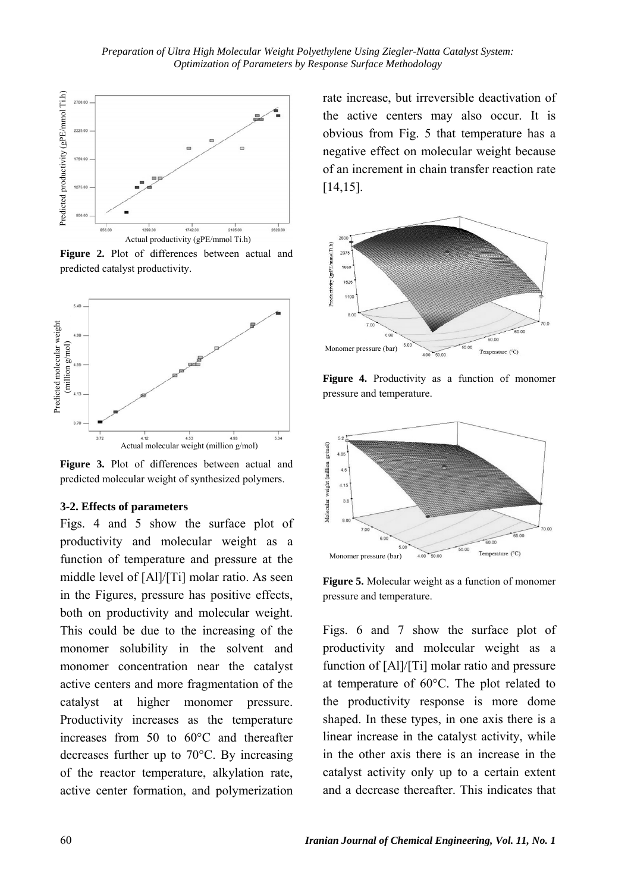Figure 2. Plot of differences between actual and predicted catalyst productivity.

Figure 3. Plot of differences between actual and predicted molecular weight of synthesized polymers.

### 3-2. Effects of parameters

Figs. 4 and 5 show the surface plot of productivity and molecular weight as a function of temperature and pressure at the middle level of [Al]/[Ti] molar ratio. As seen in the Figures, pressure has positive effects, both on productivity and molecular weight. This could be due to the increasing of the monomer solubility in the solvent and monomer concentration near the catalyst active centers and more fragmentation of the catalyst at higher monomer pressure. Productivity increases as the temperature increases from 50 to 60°C and thereafter decreases further up to 70°C. By increasing of the reactor temperature, alkylation rate, active center formation, and polymerization rate increase, but irreversible deactivation of the active centers may also occur. It is obvious from Fig. 5 that temperature has a negative effect on molecular weight because of an increment in chain transfer reaction rate [14,15].

Figure 4. Productivity as a function of monomer pressure and temperature.

Figure 5. Molecular weight as a function of monomer pressure and temperature.

Figs. 6 and 7 show the surface plot of productivity and molecular weight as a function of [Al]/[Ti] molar ratio and pressure at temperature of 60°C. The plot related to the productivity response is more dome shaped. In these types, in one axis there is a linear increase in the catalyst activity, while in the other axis there is an increase in the catalyst activity only up to a certain extent and a decrease thereafter. This indicates that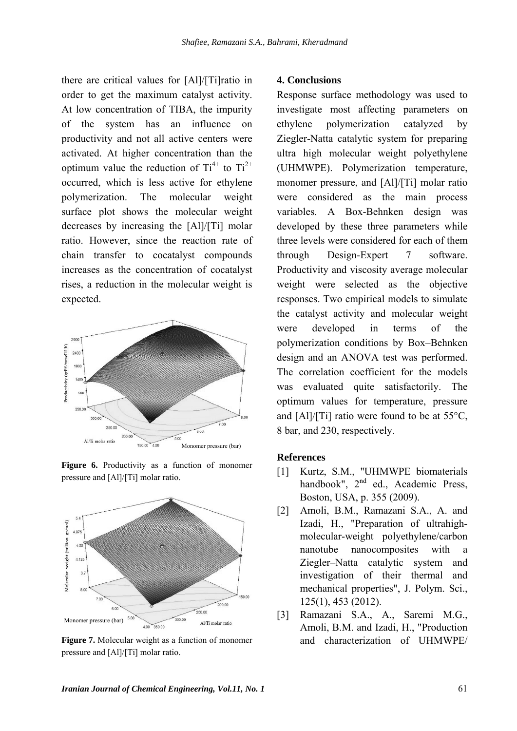there are critical values for [Al]/[Ti]ratio in order to get the maximum catalyst activity. At low concentration of TIBA, the impurity of the system has an influence on productivity and not all active centers were activated. At higher concentration than the optimum value the reduction of $Ti^{4+}$ to $Ti^{2+}$ occurred, which is less active for ethylene polymerization. The molecular weight surface plot shows the molecular weight decreases by increasing the [Al]/[Ti] molar ratio. However, since the reaction rate of chain transfer to cocatalyst compounds increases as the concentration of cocatalyst rises, a reduction in the molecular weight is expected.

**Figure 6.** Productivity as a function of monomer pressure and [Al]/[Ti] molar ratio.

**Figure 7.** Molecular weight as a function of monomer pressure and [Al]/[Ti] molar ratio.

## 4. Conclusions

Response surface methodology was used to investigate most affecting parameters on ethylene polymerization catalyzed by Ziegler-Natta catalytic system for preparing ultra high molecular weight polyethylene (UHMWPE). Polymerization temperature, monomer pressure, and [Al]/[Ti] molar ratio were considered as the main process variables. A Box-Behnken design was developed by these three parameters while three levels were considered for each of them through Design-Expert 7 software. Productivity and viscosity average molecular weight were selected as the objective responses. Two empirical models to simulate the catalyst activity and molecular weight were developed in terms of the polymerization conditions by Box–Behnken design and an ANOVA test was performed. The correlation coefficient for the models was evaluated quite satisfactorily. The optimum values for temperature, pressure and [Al]/[Ti] ratio were found to be at 55°C, 8 bar, and 230, respectively.

## References

[1] Kurtz, S.M., "UHMWPE biomaterials handbook", 2nd ed., Academic Press, Boston, USA, p. 355 (2009).

[2] Amoli, B.M., Ramazani S.A., A. and Izadi, H., "Preparation of ultrahigh-molecular-weight polyethylene/carbon nanotube nanocomposites with a Ziegler–Natta catalytic system and investigation of their thermal and mechanical properties", J. Polym. Sci., 125(1), 453 (2012).

[3] Ramazani S.A., A., Saremi M.G., Amoli, B.M. and Izadi, H., "Production and characterization of UHMWPE/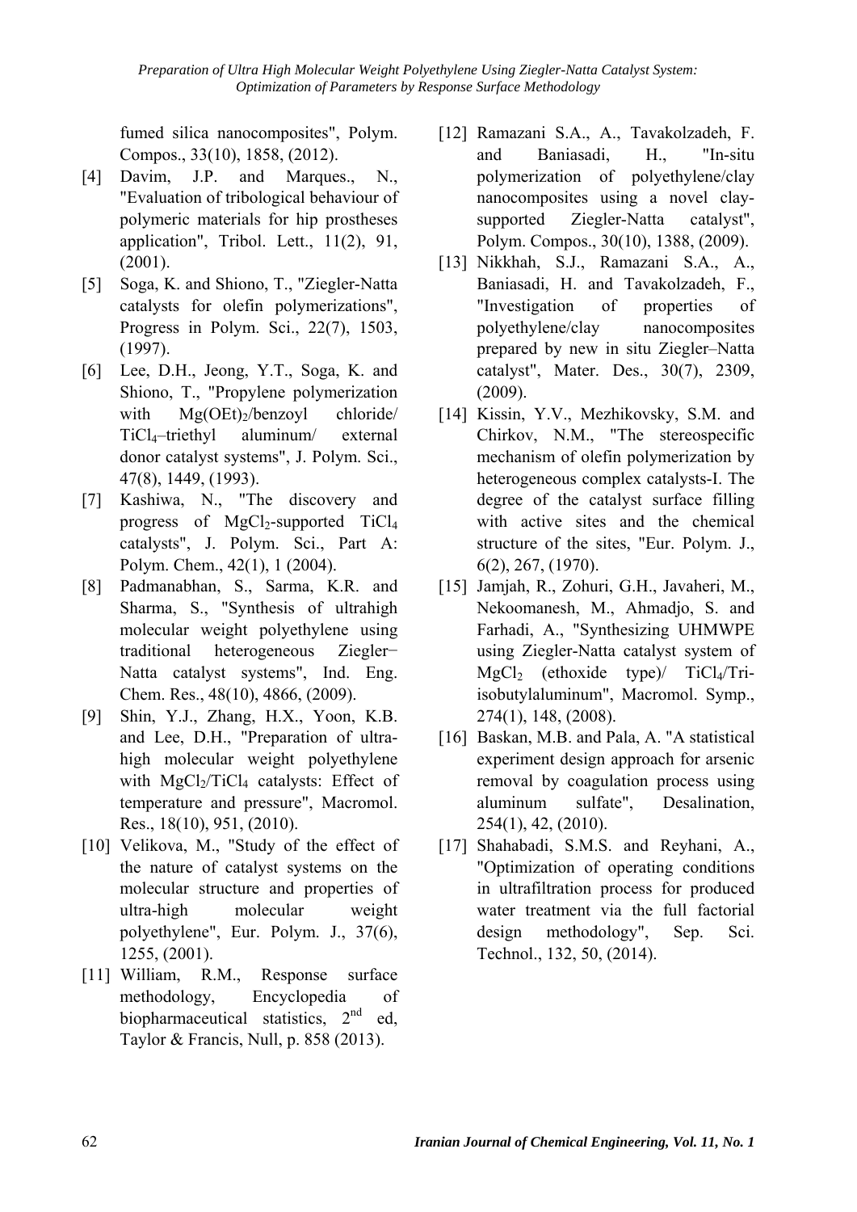fumed silica nanocomposites", Polym. Compos., 33(10), 1858, (2012).

[4] Davim, J.P. and Marques., N., "Evaluation of tribological behaviour of polymeric materials for hip prostheses application", Tribol. Lett., 11(2), 91, (2001).

[5] Soga, K. and Shiono, T., "Ziegler-Natta catalysts for olefin polymerizations", Progress in Polym. Sci., 22(7), 1503, (1997).

[6] Lee, D.H., Jeong, Y.T., Soga, K. and Shiono, T., "Propylene polymerization with $Mg(OEt)_2$/benzoyl chloride/ $TiCl_4$–triethyl aluminum/ external donor catalyst systems", J. Polym. Sci., 47(8), 1449, (1993).

[7] Kashiwa, N., "The discovery and progress of $MgCl_2$-supported $TiCl_4$ catalysts", J. Polym. Sci., Part A: Polym. Chem., 42(1), 1 (2004).

[8] Padmanabhan, S., Sarma, K.R. and Sharma, S., "Synthesis of ultrahigh molecular weight polyethylene using traditional heterogeneous Ziegler–Natta catalyst systems", Ind. Eng. Chem. Res., 48(10), 4866, (2009).

[9] Shin, Y.J., Zhang, H.X., Yoon, K.B. and Lee, D.H., "Preparation of ultra-high molecular weight polyethylene with $MgCl_2$/$TiCl_4$ catalysts: Effect of temperature and pressure", Macromol. Res., 18(10), 951, (2010).

[10] Velikova, M., "Study of the effect of the nature of catalyst systems on the molecular structure and properties of ultra-high molecular weight polyethylene", Eur. Polym. J., 37(6), 1255, (2001).

[11] William, R.M., Response surface methodology, Encyclopedia of biopharmaceutical statistics, 2nd ed, Taylor & Francis, Null, p. 858 (2013).

[12] Ramazani S.A., A., Tavakolzadeh, F. and Baniasadi, H., "In-situ polymerization of polyethylene/clay nanocomposites using a novel clay-supported Ziegler-Natta catalyst", Polym. Compos., 30(10), 1388, (2009).

[13] Nikkhah, S.J., Ramazani S.A., A., Baniasadi, H. and Tavakolzadeh, F., "Investigation of properties of polyethylene/clay nanocomposites prepared by new in situ Ziegler–Natta catalyst", Mater. Des., 30(7), 2309, (2009).

[14] Kissin, Y.V., Mezhikovsky, S.M. and Chirkov, N.M., "The stereospecific mechanism of olefin polymerization by heterogeneous complex catalysts-I. The degree of the catalyst surface filling with active sites and the chemical structure of the sites, "Eur. Polym. J., 6(2), 267, (1970).

[15] Jamjah, R., Zohuri, G.H., Javaheri, M., Nekoomanesh, M., Ahmadjo, S. and Farhadi, A., "Synthesizing UHMWPE using Ziegler-Natta catalyst system of $MgCl_2$ (ethoxide type)/ $TiCl_4$/Tri-isobutylaluminum", Macromol. Symp., 274(1), 148, (2008).

[16] Baskan, M.B. and Pala, A. "A statistical experiment design approach for arsenic removal by coagulation process using aluminum sulfate", Desalination, 254(1), 42, (2010).

[17] Shahabadi, S.M.S. and Reyhani, A., "Optimization of operating conditions in ultrafiltration process for produced water treatment via the full factorial design methodology", Sep. Sci. Technol., 132, 50, (2014).